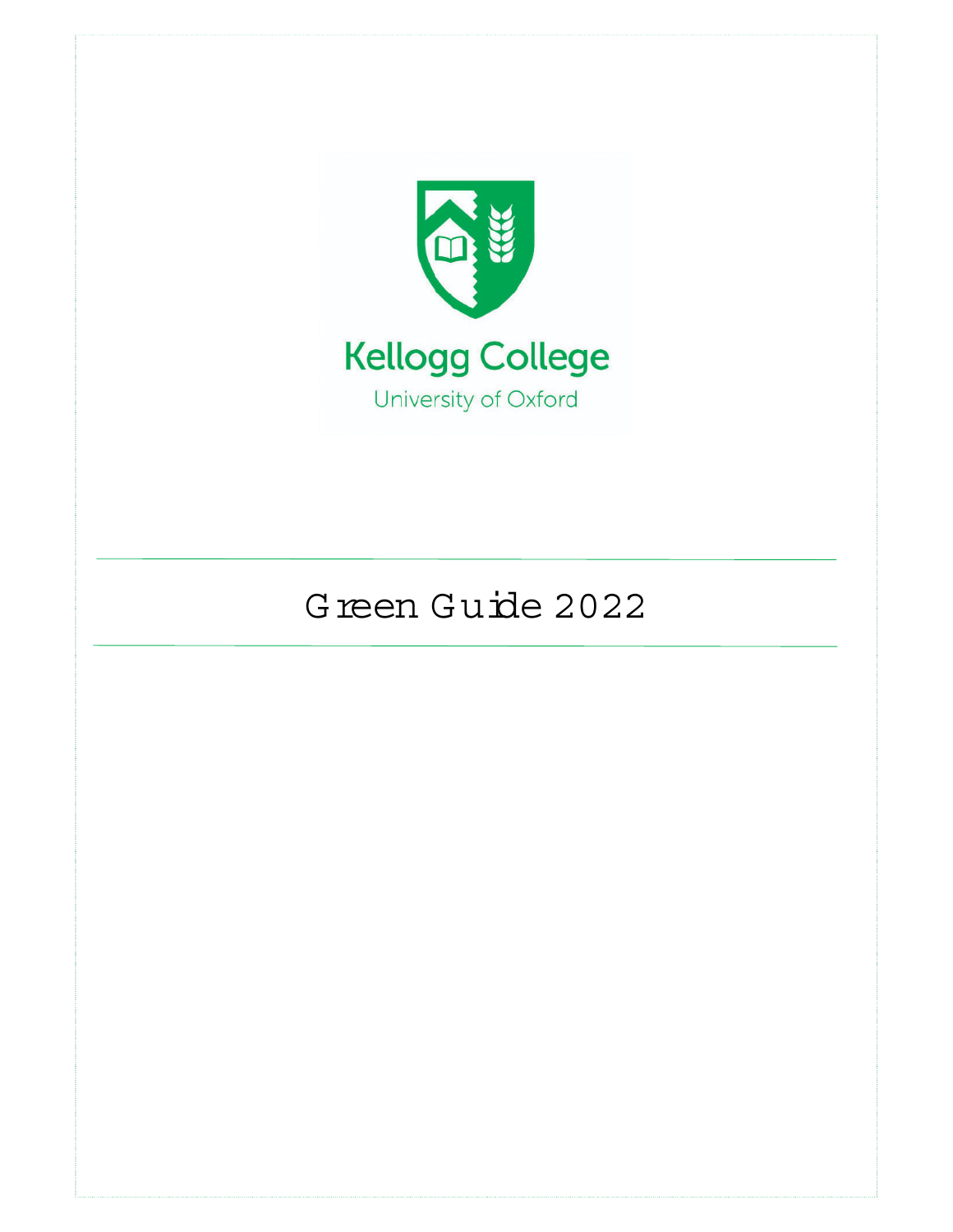Kellogg College

University of Oxford

# Green Guide 2022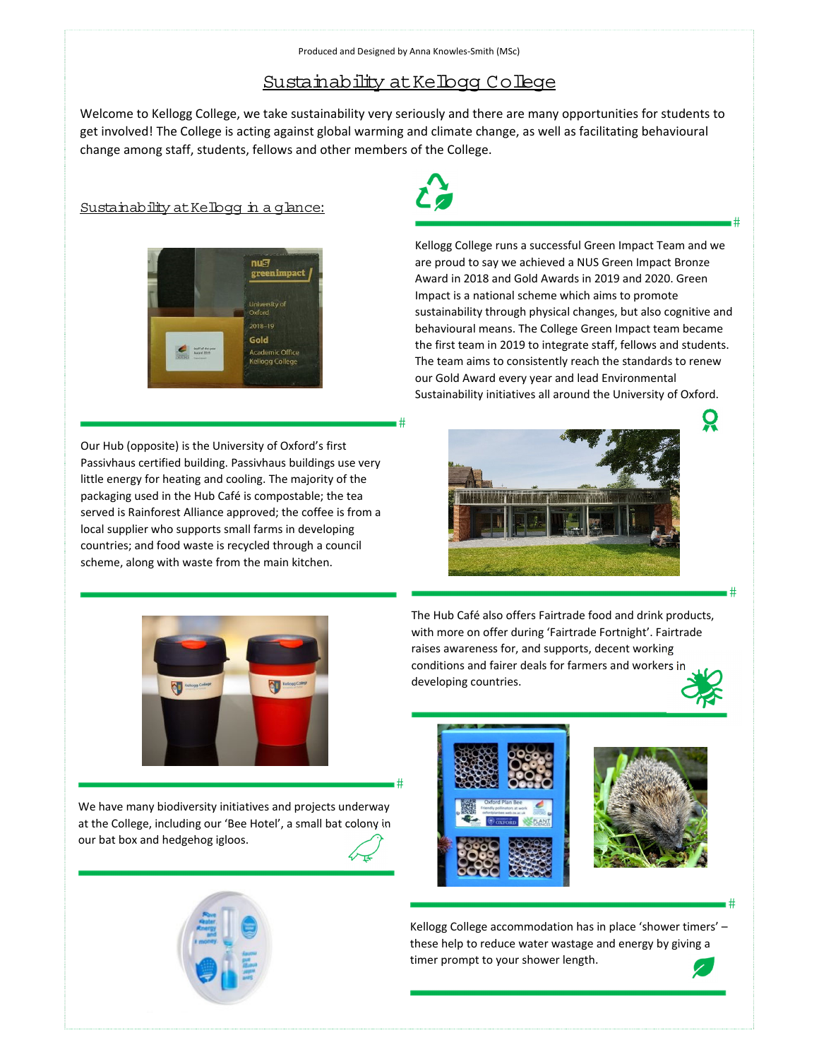Produced and Designed by Anna Knowles-Smith (MSc)

# Sustainability at Kellogg College

Welcome to Kellogg College, we take sustainability very seriously and there are many opportunities for students to get involved! The College is acting against global warming and climate change, as well as facilitating behavioural change among staff, students, fellows and other members of the College.

## Sustainability at Kellogg in a glance:

Kellogg College runs a successful Green Impact Team and we are proud to say we achieved a NUS Green Impact Bronze Award in 2018 and Gold Awards in 2019 and 2020. Green Impact is a national scheme which aims to promote sustainability through physical changes, but also cognitive and behavioural means. The College Green Impact team became the first team in 2019 to integrate staff, fellows and students. The team aims to consistently reach the standards to renew our Gold Award every year and lead Environmental Sustainability initiatives all around the University of Oxford.

Our Hub (opposite) is the University of Oxford's first Passivhaus certified building. Passivhaus buildings use very little energy for heating and cooling. The majority of the packaging used in the Hub Café is compostable; the tea served is Rainforest Alliance approved; the coffee is from a local supplier who supports small farms in developing countries; and food waste is recycled through a council scheme, along with waste from the main kitchen.

The Hub Café also offers Fairtrade food and drink products, with more on offer during 'Fairtrade Fortnight'. Fairtrade raises awareness for, and supports, decent working conditions and fairer deals for farmers and workers in developing countries.

We have many biodiversity initiatives and projects underway at the College, including our 'Bee Hotel', a small bat colony in our bat box and hedgehog igloos.

Kellogg College accommodation has in place 'shower timers' – these help to reduce water wastage and energy by giving a timer prompt to your shower length.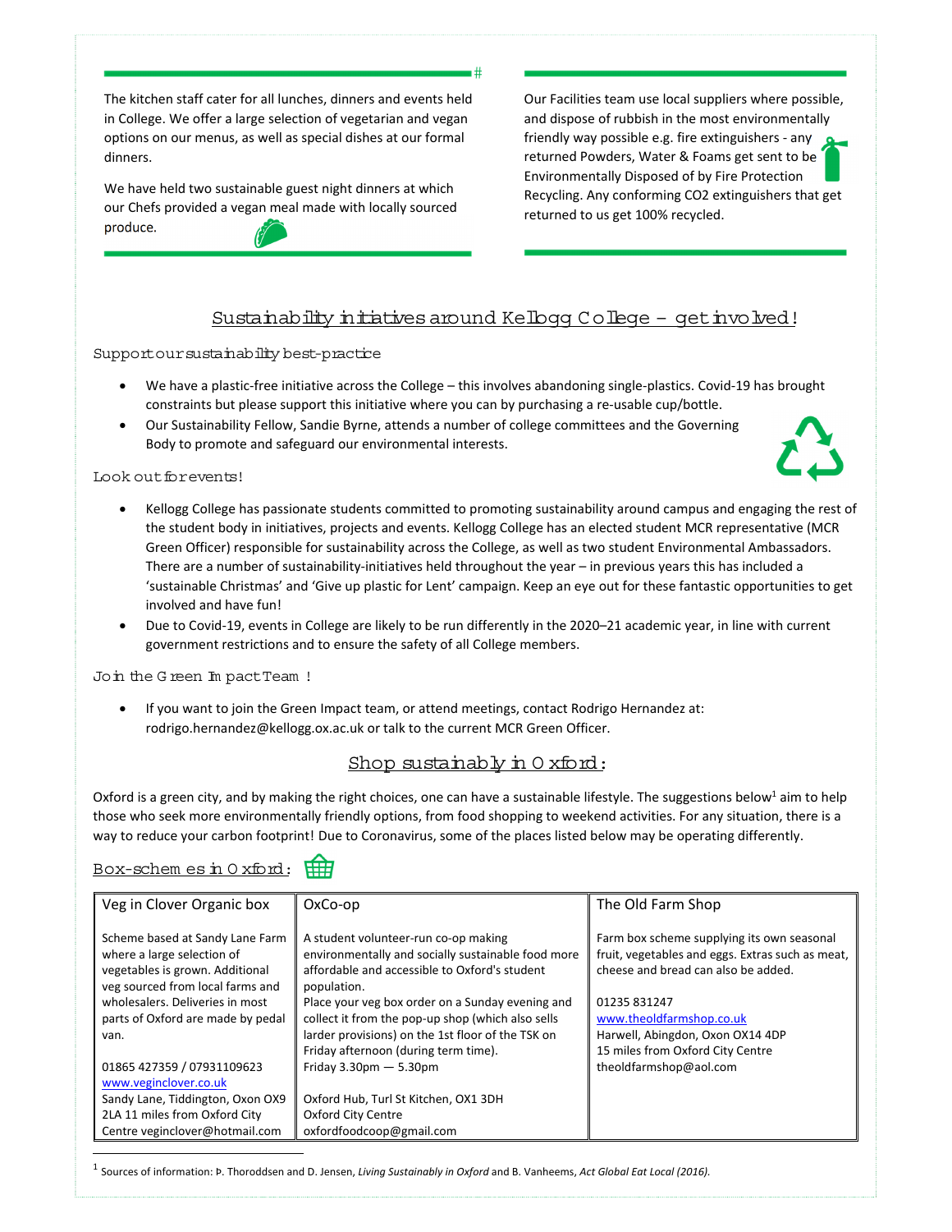The kitchen staff cater for all lunches, dinners and events held in College. We offer a large selection of vegetarian and vegan options on our menus, as well as special dishes at our formal dinners.

We have held two sustainable guest night dinners at which our Chefs provided a vegan meal made with locally sourced produce.

Our Facilities team use local suppliers where possible, and dispose of rubbish in the most environmentally friendly way possible e.g. fire extinguishers - any returned Powders, Water & Foams get sent to be Environmentally Disposed of by Fire Protection Recycling. Any conforming CO2 extinguishers that get returned to us get 100% recycled.

## Sustainability initiatives around Kellogg College – get involved!

### Support our sustainability best-practice

- We have a plastic-free initiative across the College – this involves abandoning single-plastics. Covid-19 has brought constraints but please support this initiative where you can by purchasing a re-usable cup/bottle.
- Our Sustainability Fellow, Sandie Byrne, attends a number of college committees and the Governing Body to promote and safeguard our environmental interests.

### Look out for events!

- Kellogg College has passionate students committed to promoting sustainability around campus and engaging the rest of the student body in initiatives, projects and events. Kellogg College has an elected student MCR representative (MCR Green Officer) responsible for sustainability across the College, as well as two student Environmental Ambassadors. There are a number of sustainability-initiatives held throughout the year – in previous years this has included a 'sustainable Christmas' and 'Give up plastic for Lent' campaign. Keep an eye out for these fantastic opportunities to get involved and have fun!
- Due to Covid-19, events in College are likely to be run differently in the 2020–21 academic year, in line with current government restrictions and to ensure the safety of all College members.

### Join the Green Impact Team !

- If you want to join the Green Impact team, or attend meetings, contact Rodrigo Hernandez at: rodrigo.hernandez@kellogg.ox.ac.uk or talk to the current MCR Green Officer.

## Shop sustainably in Oxford:

Oxford is a green city, and by making the right choices, one can have a sustainable lifestyle. The suggestions below[1] aim to help those who seek more environmentally friendly options, from food shopping to weekend activities. For any situation, there is a way to reduce your carbon footprint! Due to Coronavirus, some of the places listed below may be operating differently.

### Box-schemes in Oxford:

| Veg in Clover Organic box | OxCo-op | The Old Farm Shop |
|---|---|---|
| Scheme based at Sandy Lane Farm where a large selection of vegetables is grown. Additional veg sourced from local farms and wholesalers. Deliveries in most parts of Oxford are made by pedal van.<br><br>01865 427359 / 07931109623<br>www.veginclover.co.uk<br>Sandy Lane, Tiddington, Oxon OX9 2LA 11 miles from Oxford City Centre veginclover@hotmail.com | A student volunteer-run co-op making environmentally and socially sustainable food more affordable and accessible to Oxford's student population.<br>Place your veg box order on a Sunday evening and collect it from the pop-up shop (which also sells larder provisions) on the 1st floor of the TSK on Friday afternoon (during term time).<br>Friday 3.30pm — 5.30pm<br><br>Oxford Hub, Turl St Kitchen, OX1 3DH<br>Oxford City Centre<br>oxfordfoodcoop@gmail.com | Farm box scheme supplying its own seasonal fruit, vegetables and eggs. Extras such as meat, cheese and bread can also be added.<br><br>01235 831247<br>www.theoldfarmshop.co.uk<br>Harwell, Abingdon, Oxon OX14 4DP<br>15 miles from Oxford City Centre<br>theoldfarmshop@aol.com |

[1] Sources of information: Þ. Thoroddsen and D. Jensen, *Living Sustainably in Oxford* and B. Vanheems, *Act Global Eat Local (2016).*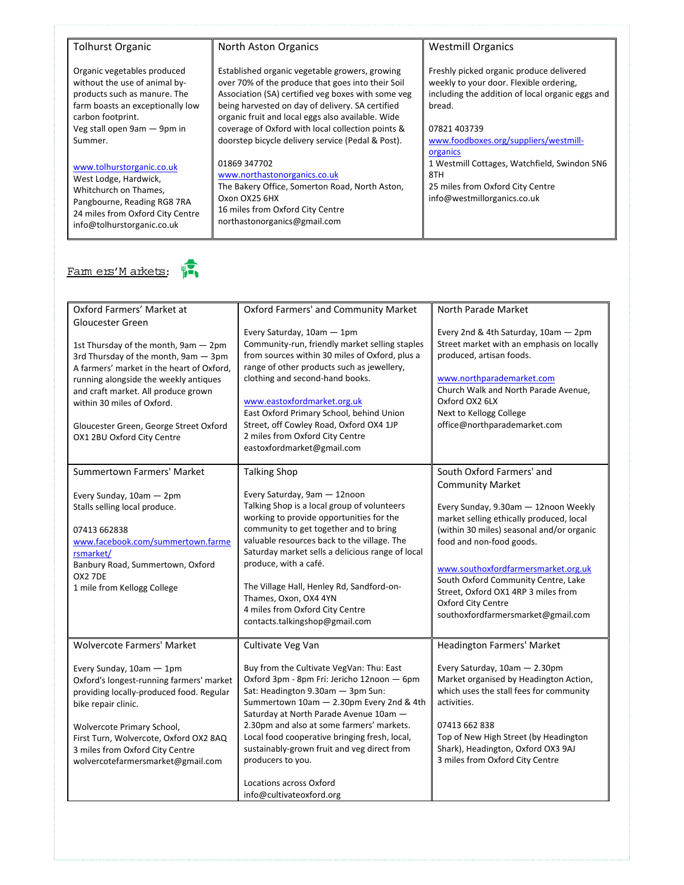| Tolhurst Organic | North Aston Organics | Westmill Organics |
|---|---|---|
| Organic vegetables produced without the use of animal by-products such as manure. The farm boasts an exceptionally low carbon footprint.<br>Veg stall open 9am — 9pm in Summer.<br><br>www.tolhurstorganic.co.uk<br>West Lodge, Hardwick, Whitchurch on Thames, Pangbourne, Reading RG8 7RA<br>24 miles from Oxford City Centre<br>info@tolhurstorganic.co.uk | Established organic vegetable growers, growing over 70% of the produce that goes into their Soil Association (SA) certified veg boxes with some veg being harvested on day of delivery. SA certified organic fruit and local eggs also available. Wide coverage of Oxford with local collection points & doorstep bicycle delivery service (Pedal & Post).<br><br>01869 347702<br>www.northastonorganics.co.uk<br>The Bakery Office, Somerton Road, North Aston, Oxon OX25 6HX<br>16 miles from Oxford City Centre<br>northastonorganics@gmail.com | Freshly picked organic produce delivered weekly to your door. Flexible ordering, including the addition of local organic eggs and bread.<br><br>07821 403739<br>www.foodboxes.org/suppliers/westmill-organics<br>1 Westmill Cottages, Watchfield, Swindon SN6 8TH<br>25 miles from Oxford City Centre<br>info@westmillorganics.co.uk |

## Farmers' Markets:

| Oxford Farmers' Market at Gloucester Green | Oxford Farmers' and Community Market | North Parade Market |
|---|---|---|
| 1st Thursday of the month, 9am — 2pm<br>3rd Thursday of the month, 9am — 3pm<br>A farmers' market in the heart of Oxford, running alongside the weekly antiques and craft market. All produce grown within 30 miles of Oxford.<br><br>Gloucester Green, George Street Oxford OX1 2BU Oxford City Centre | Every Saturday, 10am — 1pm<br>Community-run, friendly market selling staples from sources within 30 miles of Oxford, plus a range of other products such as jewellery, clothing and second-hand books.<br><br>www.eastoxfordmarket.org.uk<br>East Oxford Primary School, behind Union Street, off Cowley Road, Oxford OX4 1JP<br>2 miles from Oxford City Centre<br>eastoxfordmarket@gmail.com | Every 2nd & 4th Saturday, 10am — 2pm<br>Street market with an emphasis on locally produced, artisan foods.<br><br>www.northparademarket.com<br>Church Walk and North Parade Avenue, Oxford OX2 6LX<br>Next to Kellogg College<br>office@northparademarket.com |
| **Summertown Farmers' Market**<br><br>Every Sunday, 10am — 2pm<br>Stalls selling local produce.<br><br>07413 662838<br>www.facebook.com/summertown.farmersmarket/<br>Banbury Road, Summertown, Oxford OX2 7DE<br>1 mile from Kellogg College | **Talking Shop**<br><br>Every Saturday, 9am — 12noon<br>Talking Shop is a local group of volunteers working to provide opportunities for the community to get together and to bring valuable resources back to the village. The Saturday market sells a delicious range of local produce, with a café.<br><br>The Village Hall, Henley Rd, Sandford-on-Thames, Oxon, OX4 4YN<br>4 miles from Oxford City Centre<br>contacts.talkingshop@gmail.com | **South Oxford Farmers' and Community Market**<br><br>Every Sunday, 9.30am — 12noon Weekly market selling ethically produced, local (within 30 miles) seasonal and/or organic food and non-food goods.<br><br>www.southoxfordfarmersmarket.org.uk<br>South Oxford Community Centre, Lake Street, Oxford OX1 4RP 3 miles from Oxford City Centre<br>southoxfordfarmersmarket@gmail.com |
| **Wolvercote Farmers' Market**<br><br>Every Sunday, 10am — 1pm<br>Oxford's longest-running farmers' market providing locally-produced food. Regular bike repair clinic.<br><br>Wolvercote Primary School,<br>First Turn, Wolvercote, Oxford OX2 8AQ<br>3 miles from Oxford City Centre<br>wolvercotefarmersmarket@gmail.com | **Cultivate Veg Van**<br><br>Buy from the Cultivate VegVan: Thu: East Oxford 3pm - 8pm Fri: Jericho 12noon — 6pm Sat: Headington 9.30am — 3pm Sun: Summertown 10am — 2.30pm Every 2nd & 4th Saturday at North Parade Avenue 10am — 2.30pm and also at some farmers' markets. Local food cooperative bringing fresh, local, sustainably-grown fruit and veg direct from producers to you.<br><br>Locations across Oxford<br>info@cultivateoxford.org | **Headington Farmers' Market**<br><br>Every Saturday, 10am — 2.30pm<br>Market organised by Headington Action, which uses the stall fees for community activities.<br><br>07413 662 838<br>Top of New High Street (by Headington Shark), Headington, Oxford OX3 9AJ<br>3 miles from Oxford City Centre |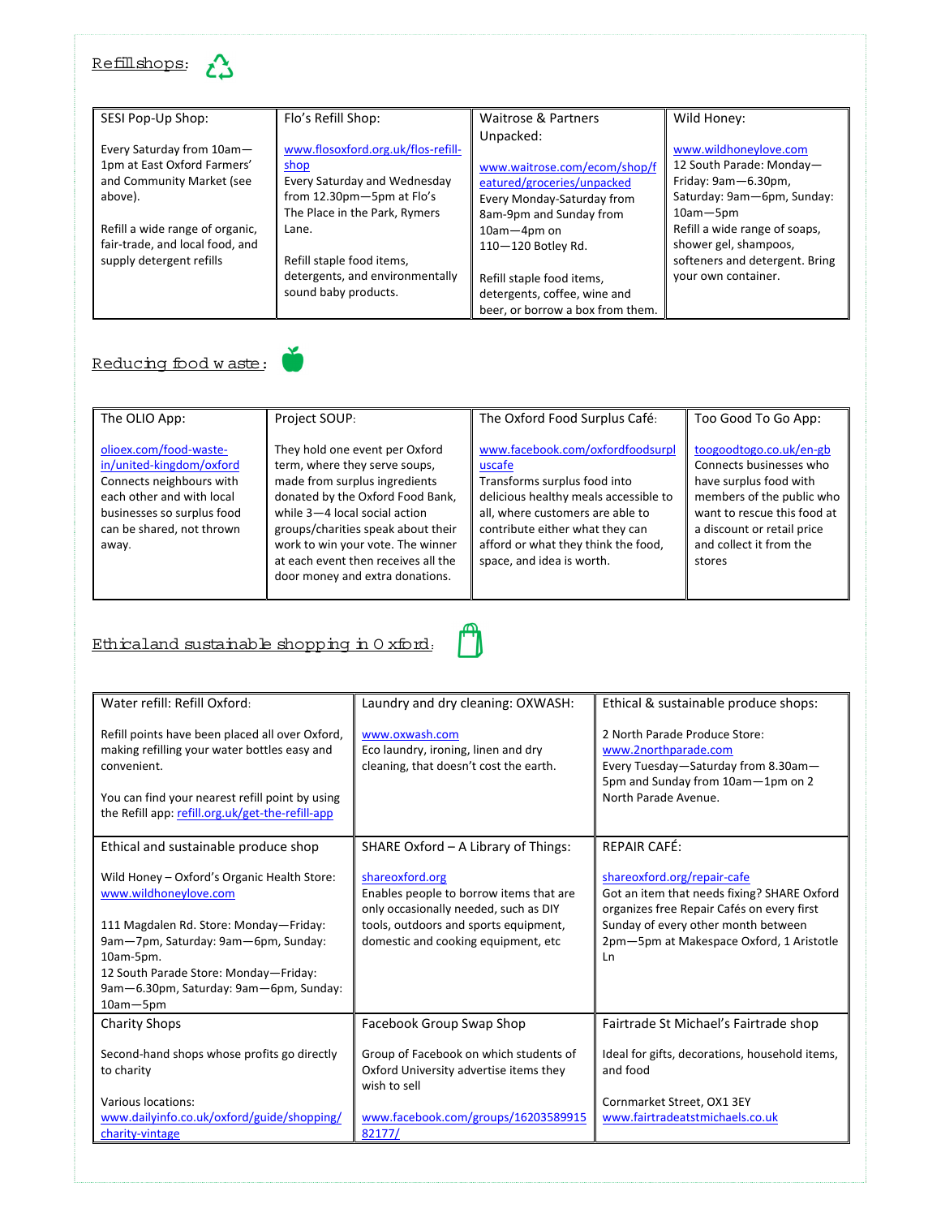## Refill shops:

| SESI Pop-Up Shop: | Flo's Refill Shop: | Waitrose & Partners Unpacked: | Wild Honey: |
|---|---|---|---|
| Every Saturday from 10am—1pm at East Oxford Farmers' and Community Market (see above). <br><br> Refill a wide range of organic, fair-trade, and local food, and supply detergent refills | www.flosoxford.org.uk/flos-refill-shop <br> Every Saturday and Wednesday from 12.30pm—5pm at Flo's The Place in the Park, Rymers Lane. <br><br> Refill staple food items, detergents, and environmentally sound baby products. | www.waitrose.com/ecom/shop/featured/groceries/unpacked <br> Every Monday-Saturday from 8am-9pm and Sunday from 10am—4pm on 110—120 Botley Rd. <br><br> Refill staple food items, detergents, coffee, wine and beer, or borrow a box from them. | www.wildhoneylove.com <br> 12 South Parade: Monday—Friday: 9am—6.30pm, Saturday: 9am—6pm, Sunday: 10am—5pm <br> Refill a wide range of soaps, shower gel, shampoos, softeners and detergent. Bring your own container. |

## Reducing food waste:

| The OLIO App: | Project SOUP: | The Oxford Food Surplus Café: | Too Good To Go App: |
|---|---|---|---|
| olioex.com/food-waste-in/united-kingdom/oxford <br> Connects neighbours with each other and with local businesses so surplus food can be shared, not thrown away. | They hold one event per Oxford term, where they serve soups, made from surplus ingredients donated by the Oxford Food Bank, while 3—4 local social action groups/charities speak about their work to win your vote. The winner at each event then receives all the door money and extra donations. | www.facebook.com/oxfordfoodsurpluscafe <br> Transforms surplus food into delicious healthy meals accessible to all, where customers are able to contribute either what they can afford or what they think the food, space, and idea is worth. | toogoodtogo.co.uk/en-gb <br> Connects businesses who have surplus food with members of the public who want to rescue this food at a discount or retail price and collect it from the stores |

## Ethical and sustainable shopping in Oxford:

| Water refill: Refill Oxford: | Laundry and dry cleaning: OXWASH: | Ethical & sustainable produce shops: |
|---|---|---|
| Refill points have been placed all over Oxford, making refilling your water bottles easy and convenient. <br><br> You can find your nearest refill point by using the Refill app: refill.org.uk/get-the-refill-app | www.oxwash.com <br> Eco laundry, ironing, linen and dry cleaning, that doesn't cost the earth. | 2 North Parade Produce Store: <br> www.2northparade.com <br> Every Tuesday—Saturday from 8.30am—5pm and Sunday from 10am—1pm on 2 North Parade Avenue. |
| **Ethical and sustainable produce shop** <br><br> Wild Honey – Oxford's Organic Health Store: www.wildhoneylove.com <br><br> 111 Magdalen Rd. Store: Monday—Friday: 9am—7pm, Saturday: 9am—6pm, Sunday: 10am-5pm. <br> 12 South Parade Store: Monday—Friday: 9am—6.30pm, Saturday: 9am—6pm, Sunday: 10am—5pm | **SHARE Oxford – A Library of Things:** <br><br> shareoxford.org <br> Enables people to borrow items that are only occasionally needed, such as DIY tools, outdoors and sports equipment, domestic and cooking equipment, etc | **REPAIR CAFÉ:** <br><br> shareoxford.org/repair-cafe <br> Got an item that needs fixing? SHARE Oxford organizes free Repair Cafés on every first Sunday of every other month between 2pm—5pm at Makespace Oxford, 1 Aristotle Ln |
| **Charity Shops** <br><br> Second-hand shops whose profits go directly to charity <br><br> Various locations: <br> www.dailyinfo.co.uk/oxford/guide/shopping/charity-vintage | **Facebook Group Swap Shop** <br><br> Group of Facebook on which students of Oxford University advertise items they wish to sell <br><br> www.facebook.com/groups/1620358991582177/ | **Fairtrade St Michael's Fairtrade shop** <br><br> Ideal for gifts, decorations, household items, and food <br><br> Cornmarket Street, OX1 3EY <br> www.fairtradeatstmichaels.co.uk |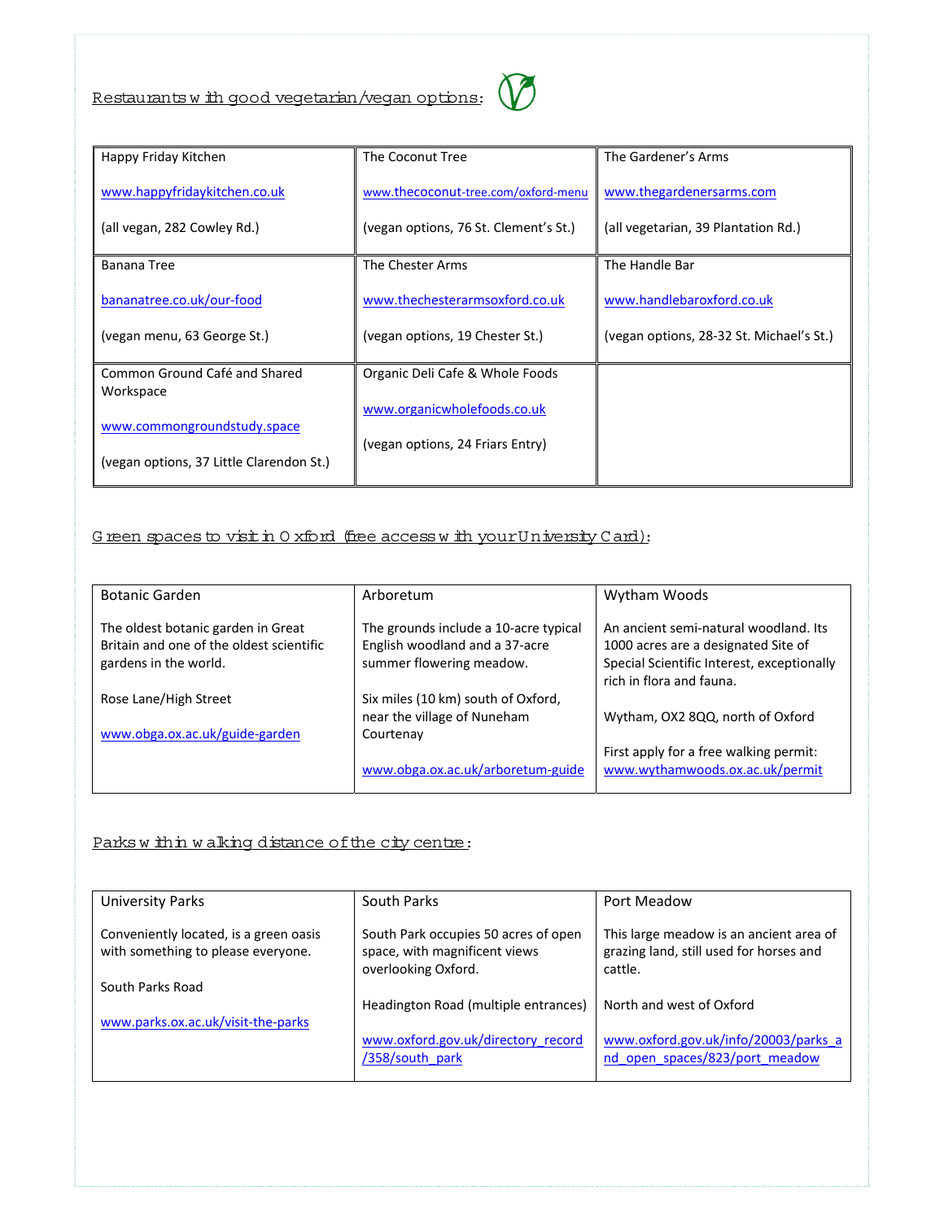## Restaurants with good vegetarian/vegan options:

| Happy Friday Kitchen<br><br>www.happyfridaykitchen.co.uk<br><br>(all vegan, 282 Cowley Rd.) | The Coconut Tree<br><br>www.thecoconut-tree.com/oxford-menu<br><br>(vegan options, 76 St. Clement's St.) | The Gardener's Arms<br><br>www.thegardenersarms.com<br><br>(all vegetarian, 39 Plantation Rd.) |
|---|---|---|
| Banana Tree<br><br>bananatree.co.uk/our-food<br><br>(vegan menu, 63 George St.) | The Chester Arms<br><br>www.thechesterarmsoxford.co.uk<br><br>(vegan options, 19 Chester St.) | The Handle Bar<br><br>www.handlebaroxford.co.uk<br><br>(vegan options, 28-32 St. Michael's St.) |
| Common Ground Café and Shared Workspace<br><br>www.commongroundstudy.space<br><br>(vegan options, 37 Little Clarendon St.) | Organic Deli Cafe & Whole Foods<br><br>www.organicwholefoods.co.uk<br><br>(vegan options, 24 Friars Entry) | |

## Green spaces to visit in Oxford (free access with your University Card):

| Botanic Garden | Arboretum | Wytham Woods |
|---|---|---|
| The oldest botanic garden in Great Britain and one of the oldest scientific gardens in the world.<br><br>Rose Lane/High Street<br><br>www.obga.ox.ac.uk/guide-garden | The grounds include a 10-acre typical English woodland and a 37-acre summer flowering meadow.<br><br>Six miles (10 km) south of Oxford, near the village of Nuneham Courtenay<br><br>www.obga.ox.ac.uk/arboretum-guide | An ancient semi-natural woodland. Its 1000 acres are a designated Site of Special Scientific Interest, exceptionally rich in flora and fauna.<br><br>Wytham, OX2 8QQ, north of Oxford<br><br>First apply for a free walking permit: www.wythamwoods.ox.ac.uk/permit |

## Parks within walking distance of the city centre:

| University Parks | South Parks | Port Meadow |
|---|---|---|
| Conveniently located, is a green oasis with something to please everyone.<br><br>South Parks Road<br><br>www.parks.ox.ac.uk/visit-the-parks | South Park occupies 50 acres of open space, with magnificent views overlooking Oxford.<br><br>Headington Road (multiple entrances)<br><br>www.oxford.gov.uk/directory_record/358/south_park | This large meadow is an ancient area of grazing land, still used for horses and cattle.<br><br>North and west of Oxford<br><br>www.oxford.gov.uk/info/20003/parks_and_open_spaces/823/port_meadow |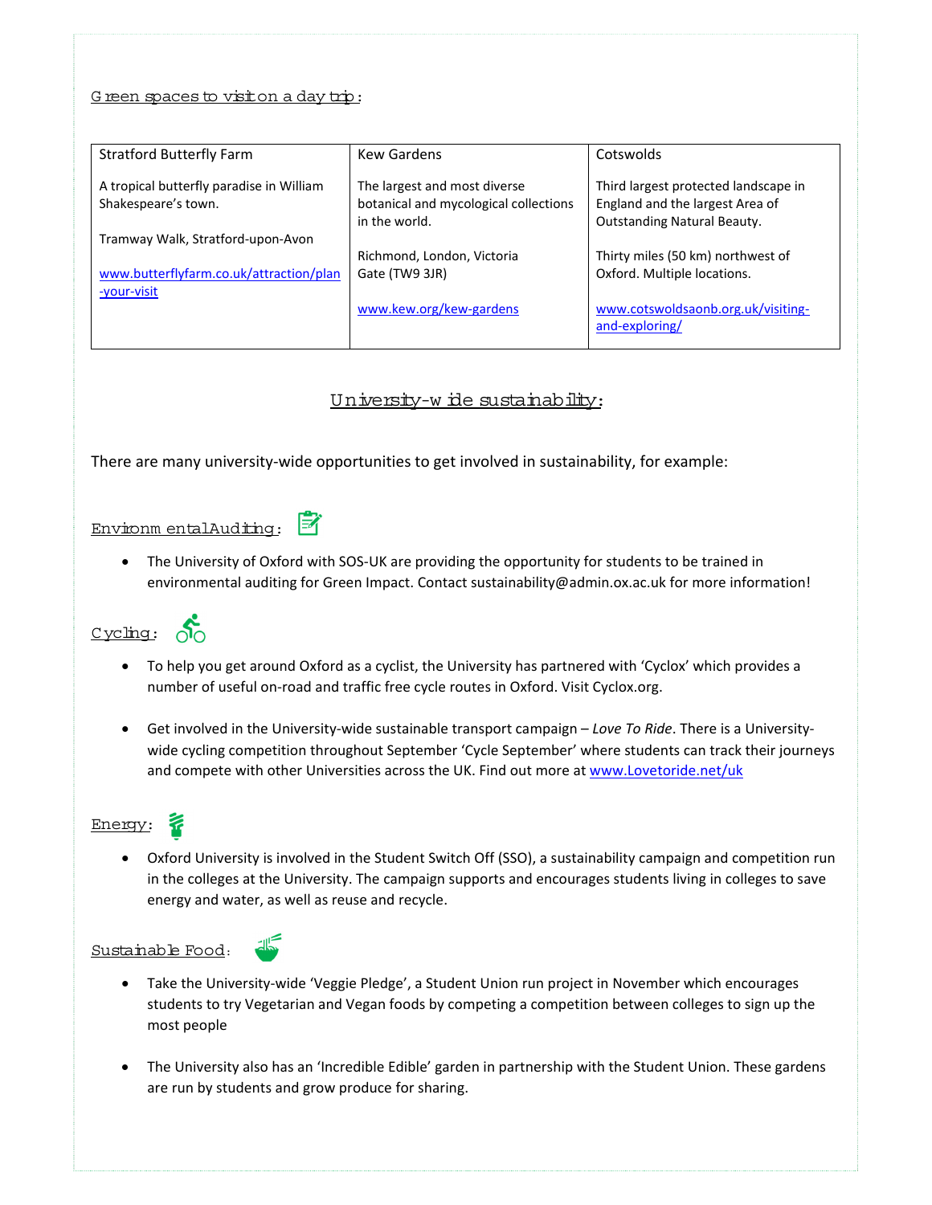Green spaces to visit on a day trip:

| Stratford Butterfly Farm | Kew Gardens | Cotswolds |
|---|---|---|
| A tropical butterfly paradise in William Shakespeare's town.<br><br>Tramway Walk, Stratford-upon-Avon<br><br>www.butterflyfarm.co.uk/attraction/plan-your-visit | The largest and most diverse botanical and mycological collections in the world.<br><br>Richmond, London, Victoria Gate (TW9 3JR)<br><br>www.kew.org/kew-gardens | Third largest protected landscape in England and the largest Area of Outstanding Natural Beauty.<br><br>Thirty miles (50 km) northwest of Oxford. Multiple locations.<br><br>www.cotswoldsaonb.org.uk/visiting-and-exploring/ |

## University-wide sustainability:

There are many university-wide opportunities to get involved in sustainability, for example:

### Environmental Auditing:

- The University of Oxford with SOS-UK are providing the opportunity for students to be trained in environmental auditing for Green Impact. Contact sustainability@admin.ox.ac.uk for more information!

### Cycling:

- To help you get around Oxford as a cyclist, the University has partnered with 'Cyclox' which provides a number of useful on-road and traffic free cycle routes in Oxford. Visit Cyclox.org.

- Get involved in the University-wide sustainable transport campaign – *Love To Ride*. There is a University-wide cycling competition throughout September 'Cycle September' where students can track their journeys and compete with other Universities across the UK. Find out more at www.Lovetoride.net/uk

### Energy:

- Oxford University is involved in the Student Switch Off (SSO), a sustainability campaign and competition run in the colleges at the University. The campaign supports and encourages students living in colleges to save energy and water, as well as reuse and recycle.

### Sustainable Food:

- Take the University-wide 'Veggie Pledge', a Student Union run project in November which encourages students to try Vegetarian and Vegan foods by competing a competition between colleges to sign up the most people

- The University also has an 'Incredible Edible' garden in partnership with the Student Union. These gardens are run by students and grow produce for sharing.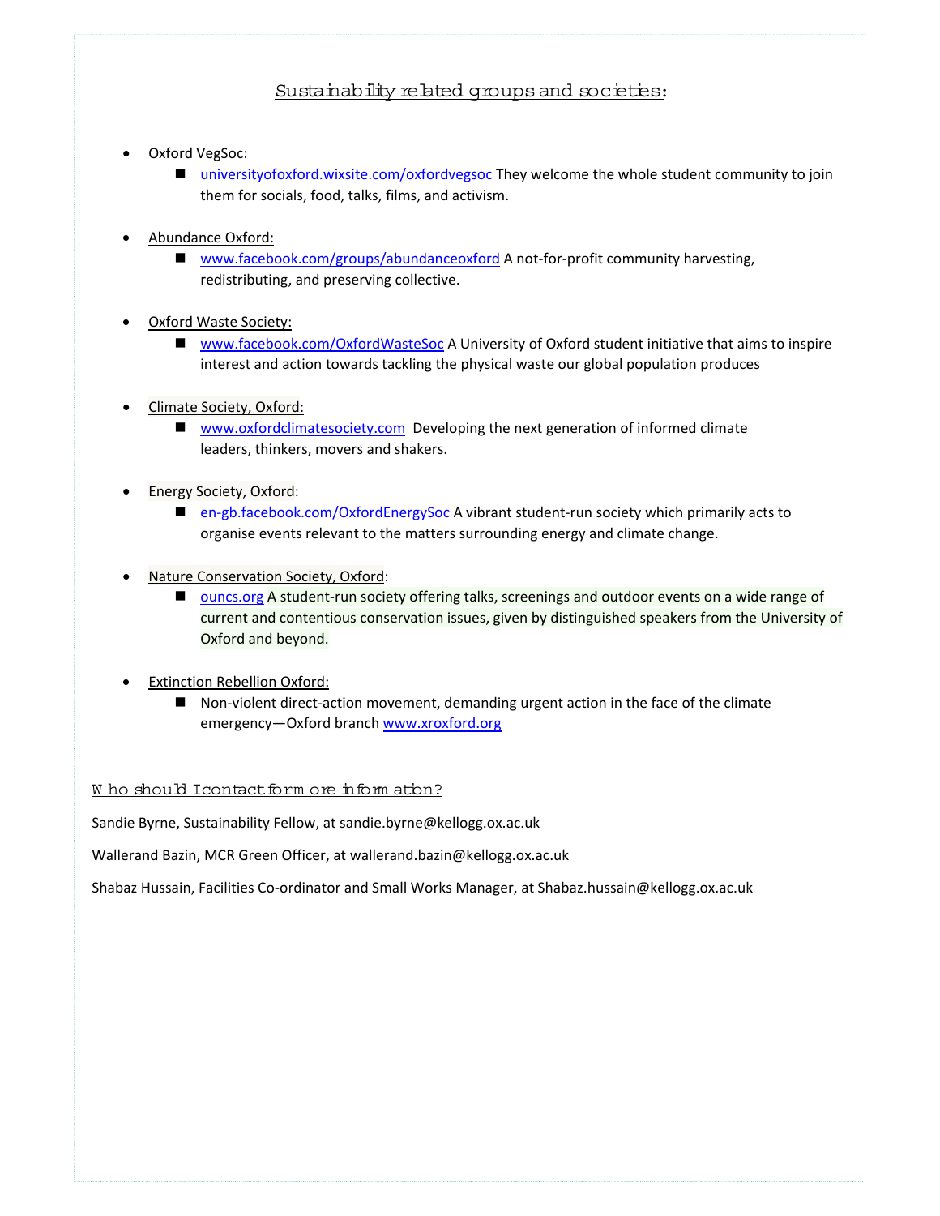## Sustainability related groups and societies:

- Oxford VegSoc:
  - universityofoxford.wixsite.com/oxfordvegsoc They welcome the whole student community to join them for socials, food, talks, films, and activism.

- Abundance Oxford:
  - www.facebook.com/groups/abundanceoxford A not-for-profit community harvesting, redistributing, and preserving collective.

- Oxford Waste Society:
  - www.facebook.com/OxfordWasteSoc A University of Oxford student initiative that aims to inspire interest and action towards tackling the physical waste our global population produces

- Climate Society, Oxford:
  - www.oxfordclimatesociety.com Developing the next generation of informed climate leaders, thinkers, movers and shakers.

- Energy Society, Oxford:
  - en-gb.facebook.com/OxfordEnergySoc A vibrant student-run society which primarily acts to organise events relevant to the matters surrounding energy and climate change.

- Nature Conservation Society, Oxford:
  - ouncs.org A student-run society offering talks, screenings and outdoor events on a wide range of current and contentious conservation issues, given by distinguished speakers from the University of Oxford and beyond.

- Extinction Rebellion Oxford:
  - Non-violent direct-action movement, demanding urgent action in the face of the climate emergency—Oxford branch www.xroxford.org

### Who should I contact for more information?

Sandie Byrne, Sustainability Fellow, at sandie.byrne@kellogg.ox.ac.uk

Wallerand Bazin, MCR Green Officer, at wallerand.bazin@kellogg.ox.ac.uk

Shabaz Hussain, Facilities Co-ordinator and Small Works Manager, at Shabaz.hussain@kellogg.ox.ac.uk